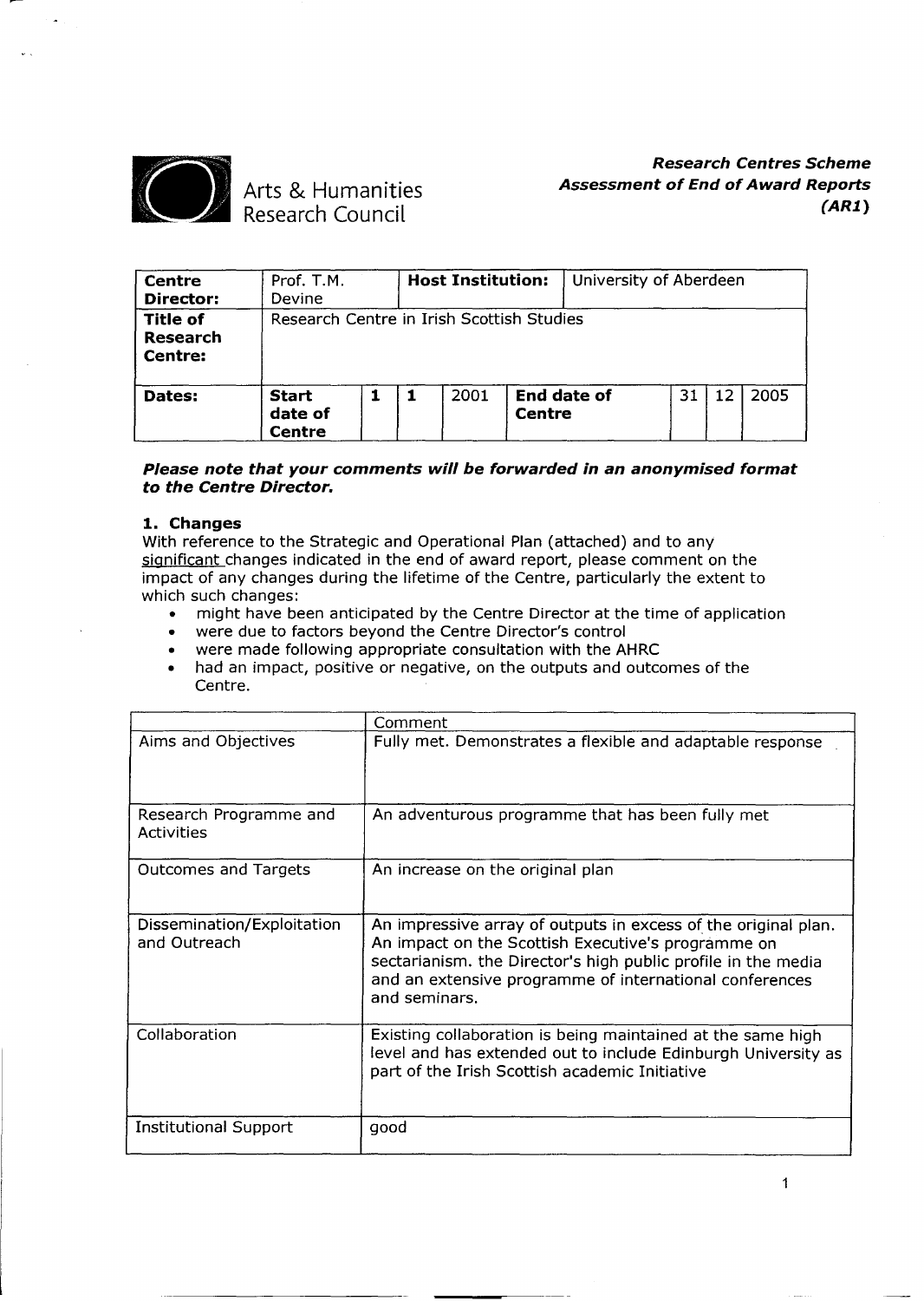Arts & Humanities Research Council

***Research Centres Scheme***
***Assessment of End of Award Reports***
***(AR1)***

| **Centre Director:** | Prof. T.M. Devine | | | **Host Institution:** | | University of Aberdeen | | | |
|---|---|---|---|---|---|---|---|---|---|
| **Title of Research Centre:** | Research Centre in Irish Scottish Studies | | | | | | | | |
| **Dates:** | **Start date of Centre** | **1** | **1** | 2001 | **End date of Centre** | | 31 | 12 | 2005 |

***Please note that your comments will be forwarded in an anonymised format to the Centre Director.***

**1. Changes**

With reference to the Strategic and Operational Plan (attached) and to any significant changes indicated in the end of award report, please comment on the impact of any changes during the lifetime of the Centre, particularly the extent to which such changes:

- might have been anticipated by the Centre Director at the time of application
- were due to factors beyond the Centre Director's control
- were made following appropriate consultation with the AHRC
- had an impact, positive or negative, on the outputs and outcomes of the Centre.

| | Comment |
|---|---|
| Aims and Objectives | Fully met. Demonstrates a flexible and adaptable response |
| Research Programme and Activities | An adventurous programme that has been fully met |
| Outcomes and Targets | An increase on the original plan |
| Dissemination/Exploitation and Outreach | An impressive array of outputs in excess of the original plan. An impact on the Scottish Executive's programme on sectarianism. the Director's high public profile in the media and an extensive programme of international conferences and seminars. |
| Collaboration | Existing collaboration is being maintained at the same high level and has extended out to include Edinburgh University as part of the Irish Scottish academic Initiative |
| Institutional Support | good |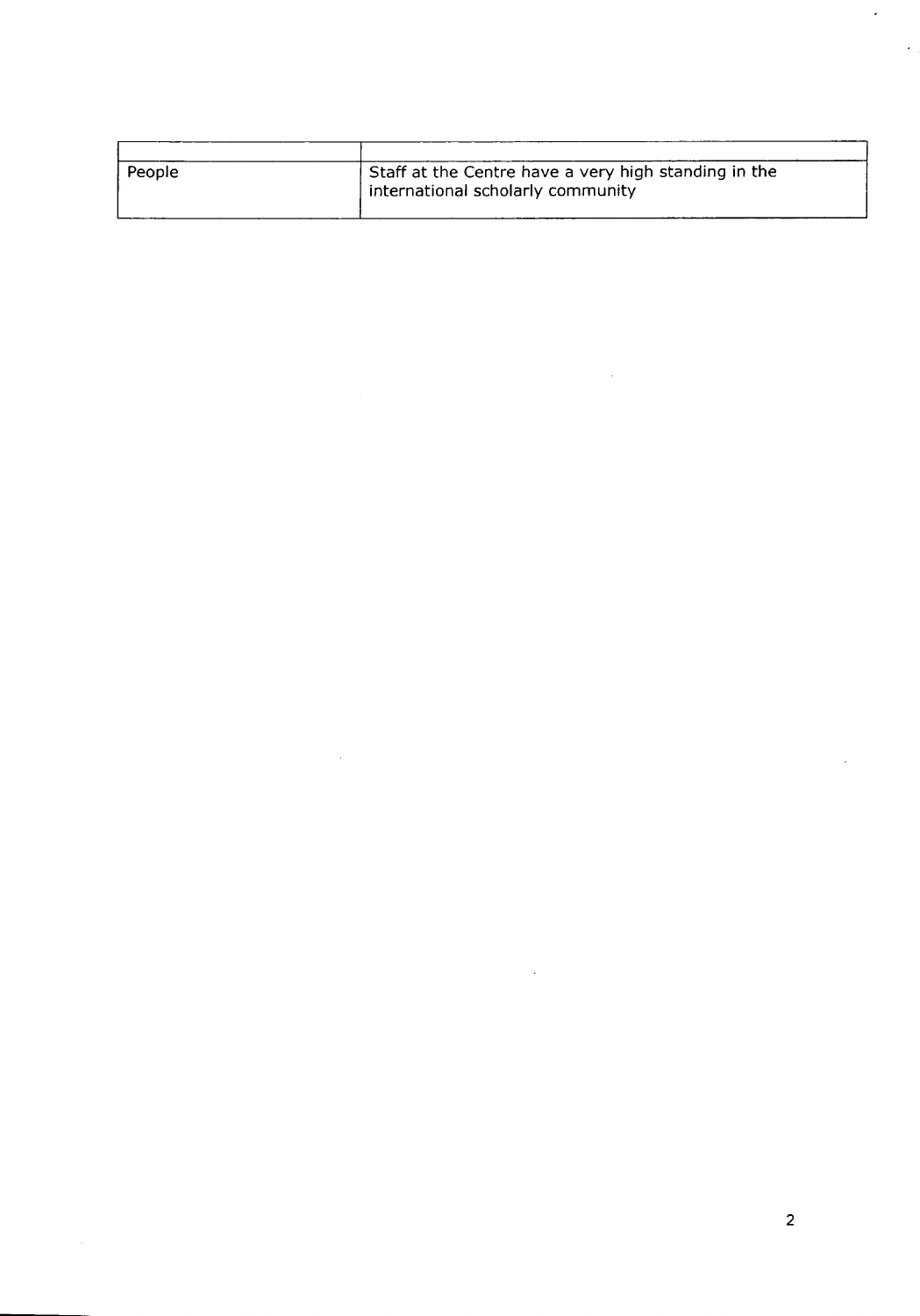| | |
|---|---|
| People | Staff at the Centre have a very high standing in the international scholarly community |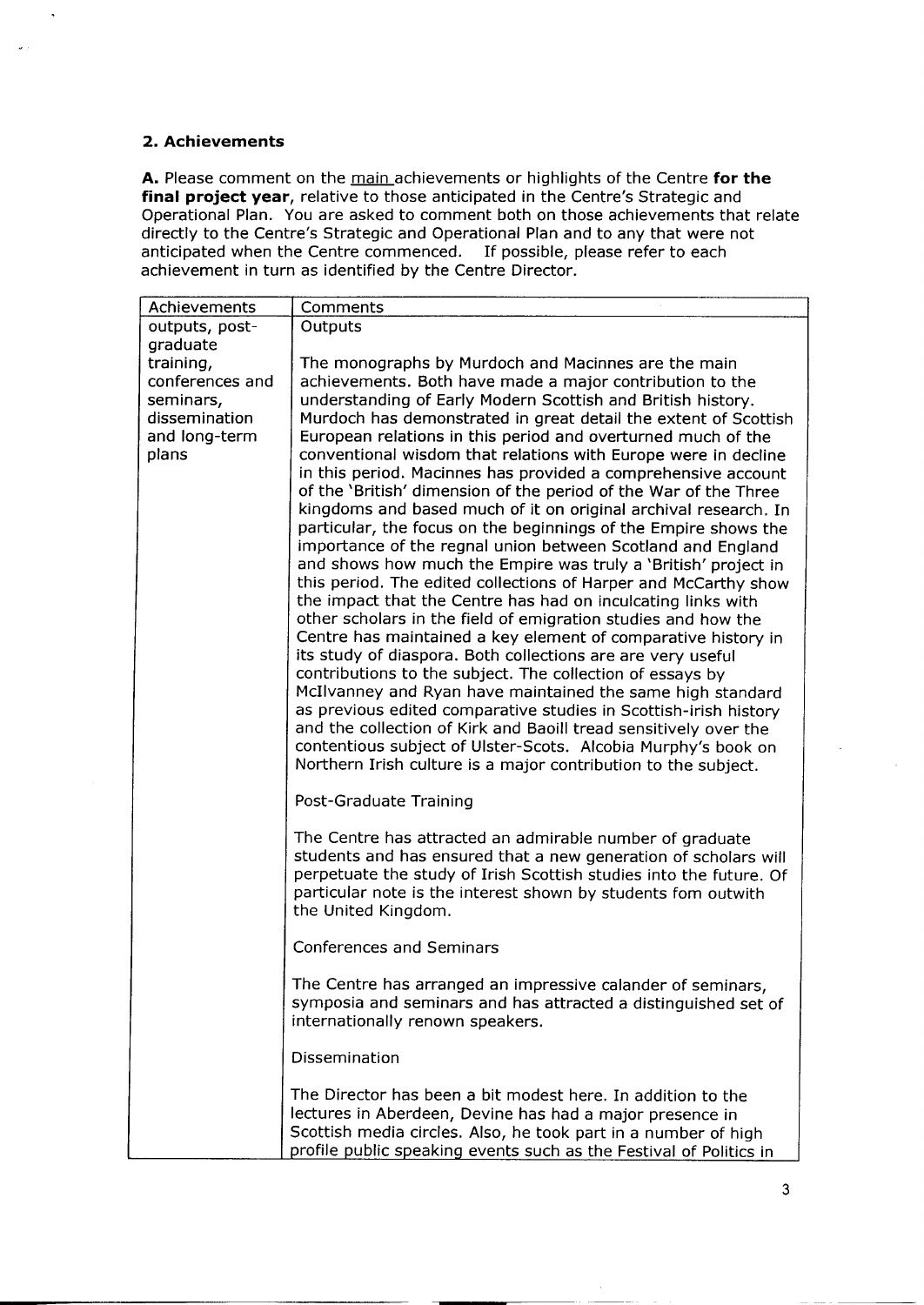## 2. Achievements

**A.** Please comment on the main achievements or highlights of the Centre **for the final project year**, relative to those anticipated in the Centre's Strategic and Operational Plan. You are asked to comment both on those achievements that relate directly to the Centre's Strategic and Operational Plan and to any that were not anticipated when the Centre commenced. If possible, please refer to each achievement in turn as identified by the Centre Director.

| Achievements | Comments |
|---|---|
| outputs, post-graduate training, conferences and seminars, dissemination and long-term plans | Outputs<br><br>The monographs by Murdoch and Macinnes are the main achievements. Both have made a major contribution to the understanding of Early Modern Scottish and British history. Murdoch has demonstrated in great detail the extent of Scottish European relations in this period and overturned much of the conventional wisdom that relations with Europe were in decline in this period. Macinnes has provided a comprehensive account of the 'British' dimension of the period of the War of the Three kingdoms and based much of it on original archival research. In particular, the focus on the beginnings of the Empire shows the importance of the regnal union between Scotland and England and shows how much the Empire was truly a 'British' project in this period. The edited collections of Harper and McCarthy show the impact that the Centre has had on inculcating links with other scholars in the field of emigration studies and how the Centre has maintained a key element of comparative history in its study of diaspora. Both collections are are very useful contributions to the subject. The collection of essays by McIlvanney and Ryan have maintained the same high standard as previous edited comparative studies in Scottish-irish history and the collection of Kirk and Baoill tread sensitively over the contentious subject of Ulster-Scots. Alcobia Murphy's book on Northern Irish culture is a major contribution to the subject.<br><br>Post-Graduate Training<br><br>The Centre has attracted an admirable number of graduate students and has ensured that a new generation of scholars will perpetuate the study of Irish Scottish studies into the future. Of particular note is the interest shown by students fom outwith the United Kingdom.<br><br>Conferences and Seminars<br><br>The Centre has arranged an impressive calander of seminars, symposia and seminars and has attracted a distinguished set of internationally renown speakers.<br><br>Dissemination<br><br>The Director has been a bit modest here. In addition to the lectures in Aberdeen, Devine has had a major presence in Scottish media circles. Also, he took part in a number of high profile public speaking events such as the Festival of Politics in |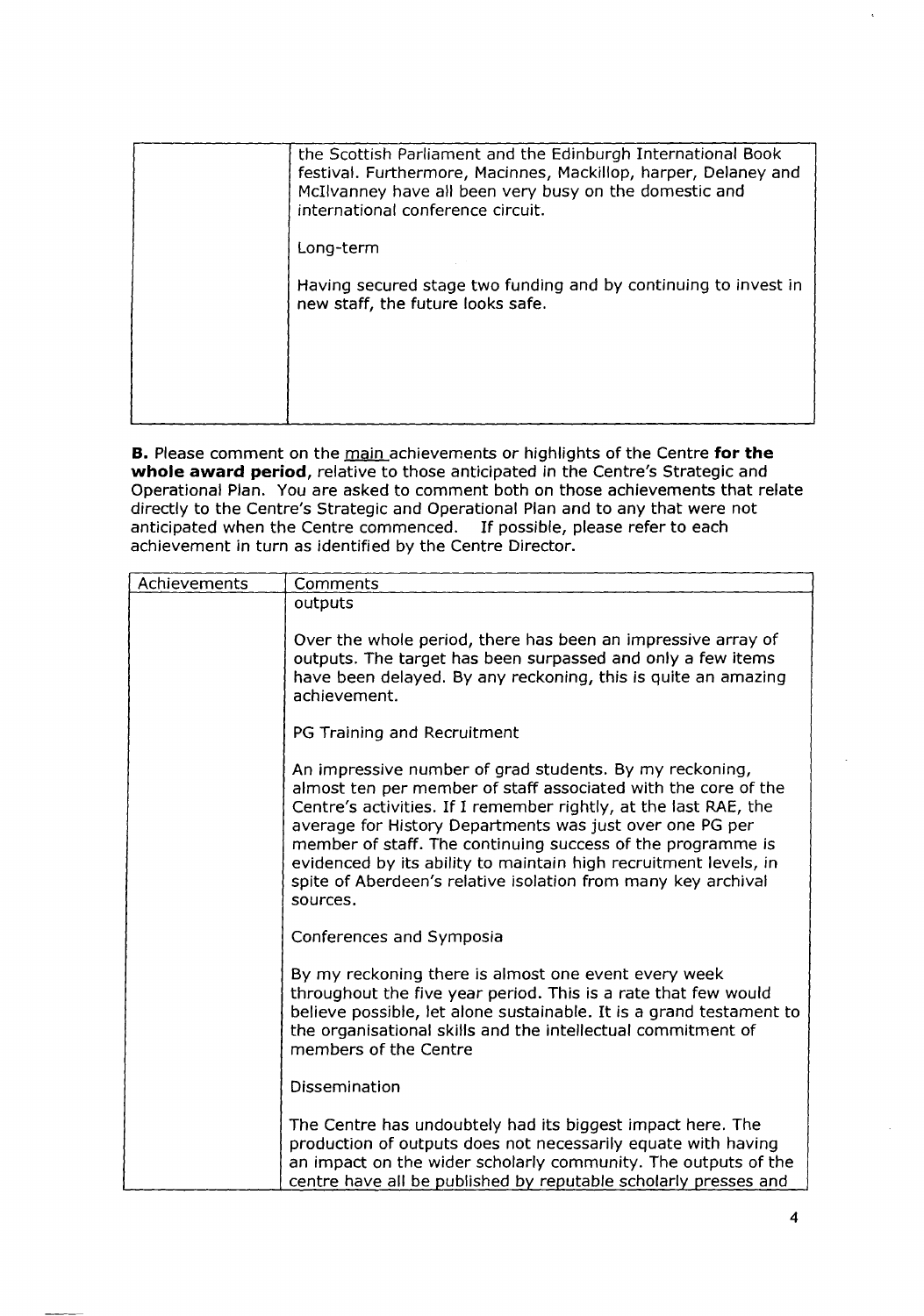| | |
|---|---|
| | the Scottish Parliament and the Edinburgh International Book festival. Furthermore, Macinnes, Mackillop, harper, Delaney and McIlvanney have all been very busy on the domestic and international conference circuit.<br><br>Long-term<br><br>Having secured stage two funding and by continuing to invest in new staff, the future looks safe. |

**B.** Please comment on the main achievements or highlights of the Centre **for the whole award period**, relative to those anticipated in the Centre's Strategic and Operational Plan. You are asked to comment both on those achievements that relate directly to the Centre's Strategic and Operational Plan and to any that were not anticipated when the Centre commenced. If possible, please refer to each achievement in turn as identified by the Centre Director.

| Achievements | Comments |
|---|---|
| | outputs<br><br>Over the whole period, there has been an impressive array of outputs. The target has been surpassed and only a few items have been delayed. By any reckoning, this is quite an amazing achievement.<br><br>PG Training and Recruitment<br><br>An impressive number of grad students. By my reckoning, almost ten per member of staff associated with the core of the Centre's activities. If I remember rightly, at the last RAE, the average for History Departments was just over one PG per member of staff. The continuing success of the programme is evidenced by its ability to maintain high recruitment levels, in spite of Aberdeen's relative isolation from many key archival sources.<br><br>Conferences and Symposia<br><br>By my reckoning there is almost one event every week throughout the five year period. This is a rate that few would believe possible, let alone sustainable. It is a grand testament to the organisational skills and the intellectual commitment of members of the Centre<br><br>Dissemination<br><br>The Centre has undoubtely had its biggest impact here. The production of outputs does not necessarily equate with having an impact on the wider scholarly community. The outputs of the centre have all be published by reputable scholarly presses and |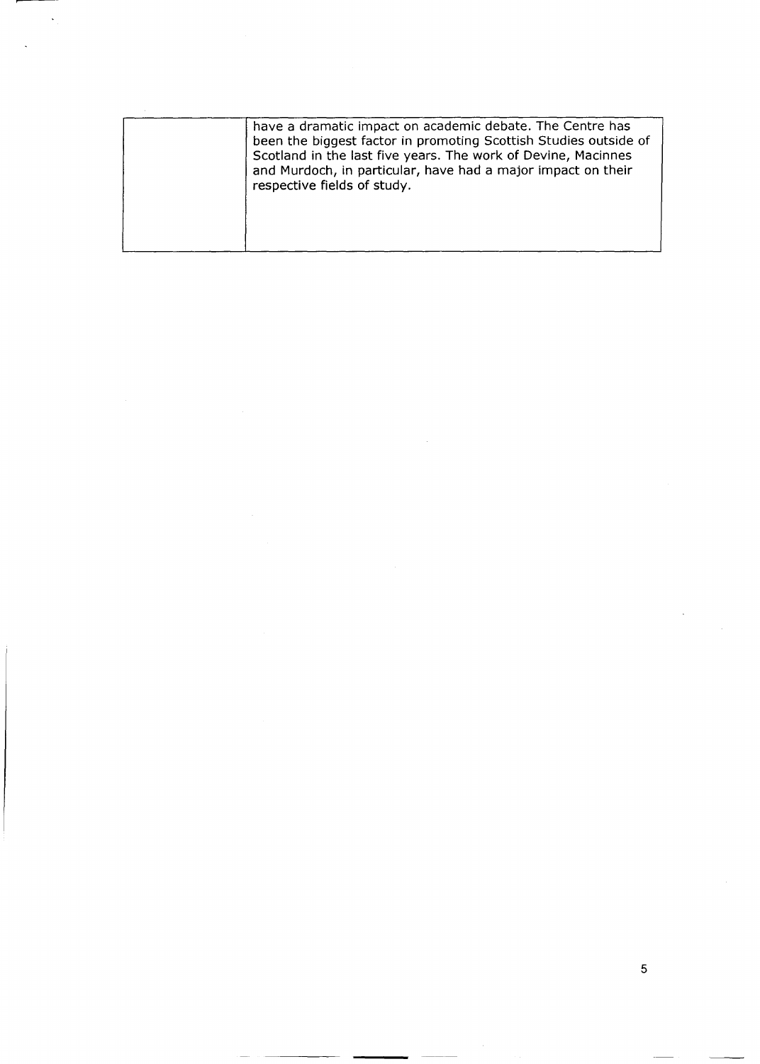|  | have a dramatic impact on academic debate. The Centre has been the biggest factor in promoting Scottish Studies outside of Scotland in the last five years. The work of Devine, Macinnes and Murdoch, in particular, have had a major impact on their respective fields of study. |
|---|---|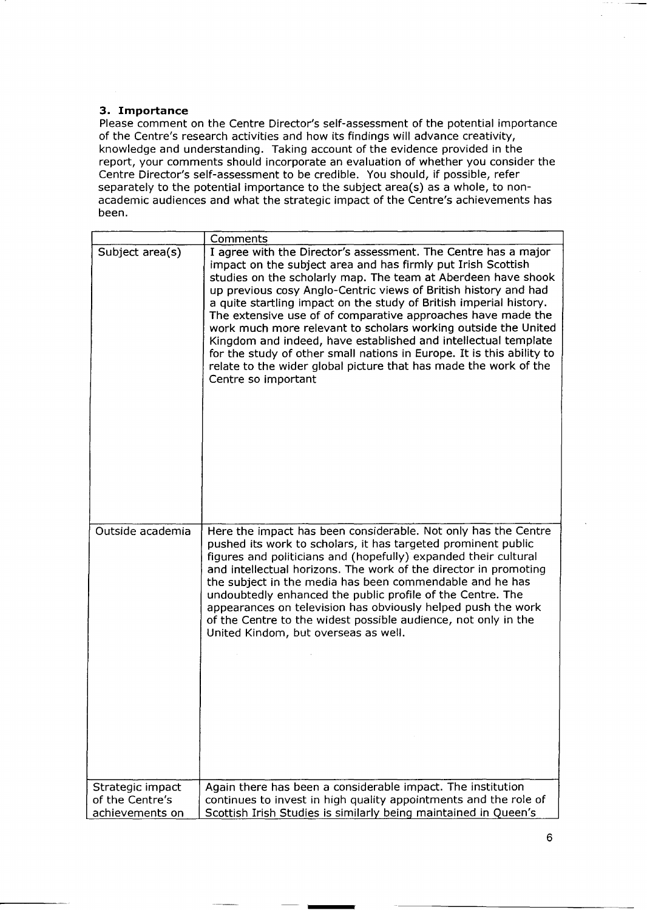**3. Importance**

Please comment on the Centre Director's self-assessment of the potential importance of the Centre's research activities and how its findings will advance creativity, knowledge and understanding. Taking account of the evidence provided in the report, your comments should incorporate an evaluation of whether you consider the Centre Director's self-assessment to be credible. You should, if possible, refer separately to the potential importance to the subject area(s) as a whole, to non-academic audiences and what the strategic impact of the Centre's achievements has been.

| | Comments |
|---|---|
| Subject area(s) | I agree with the Director's assessment. The Centre has a major impact on the subject area and has firmly put Irish Scottish studies on the scholarly map. The team at Aberdeen have shook up previous cosy Anglo-Centric views of British history and had a quite startling impact on the study of British imperial history. The extensive use of of comparative approaches have made the work much more relevant to scholars working outside the United Kingdom and indeed, have established and intellectual template for the study of other small nations in Europe. It is this ability to relate to the wider global picture that has made the work of the Centre so important |
| Outside academia | Here the impact has been considerable. Not only has the Centre pushed its work to scholars, it has targeted prominent public figures and politicians and (hopefully) expanded their cultural and intellectual horizons. The work of the director in promoting the subject in the media has been commendable and he has undoubtedly enhanced the public profile of the Centre. The appearances on television has obviously helped push the work of the Centre to the widest possible audience, not only in the United Kindom, but overseas as well. |
| Strategic impact of the Centre's achievements on | Again there has been a considerable impact. The institution continues to invest in high quality appointments and the role of Scottish Irish Studies is similarly being maintained in Queen's |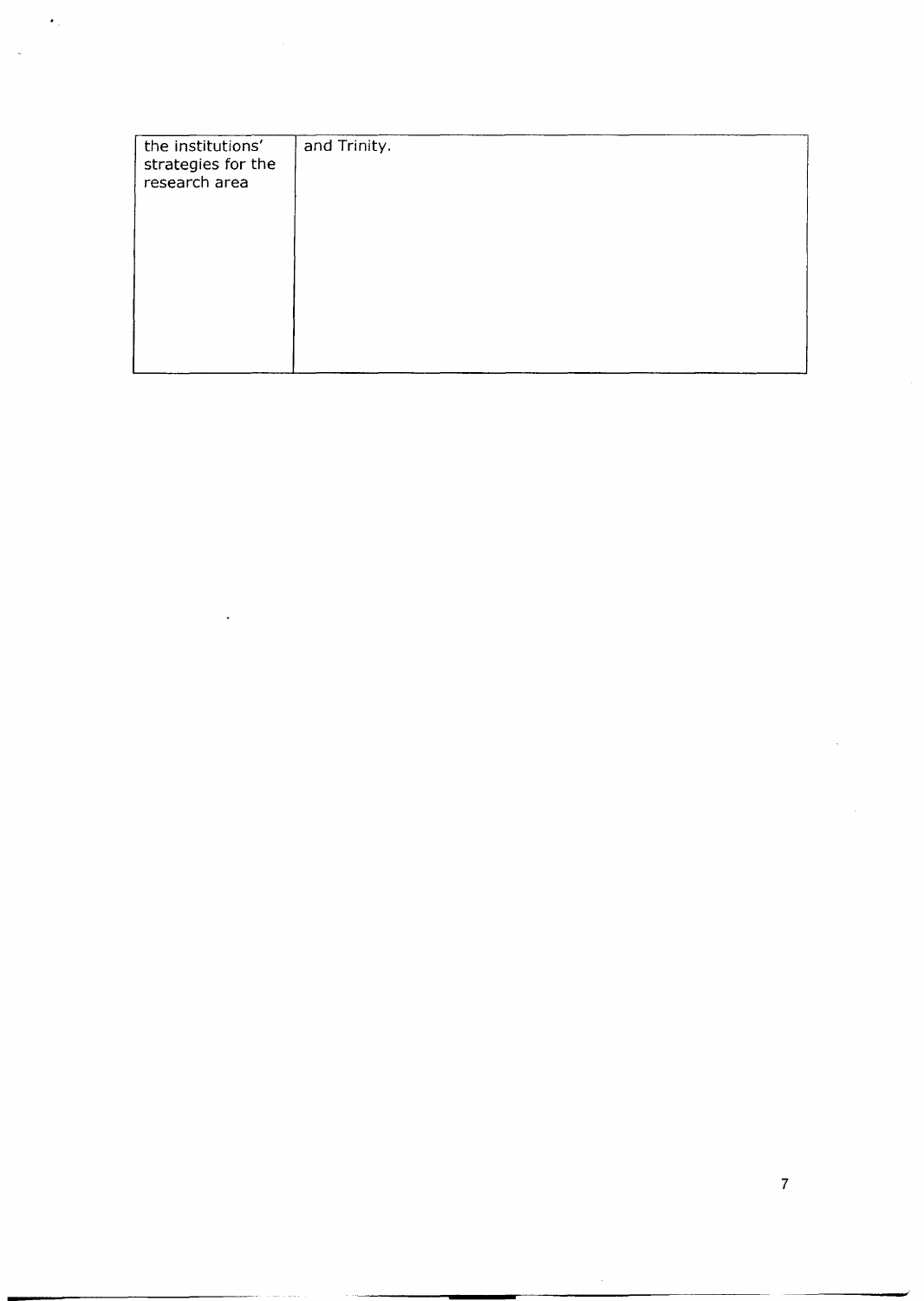| the institutions' strategies for the research area | and Trinity. |
| --- | --- |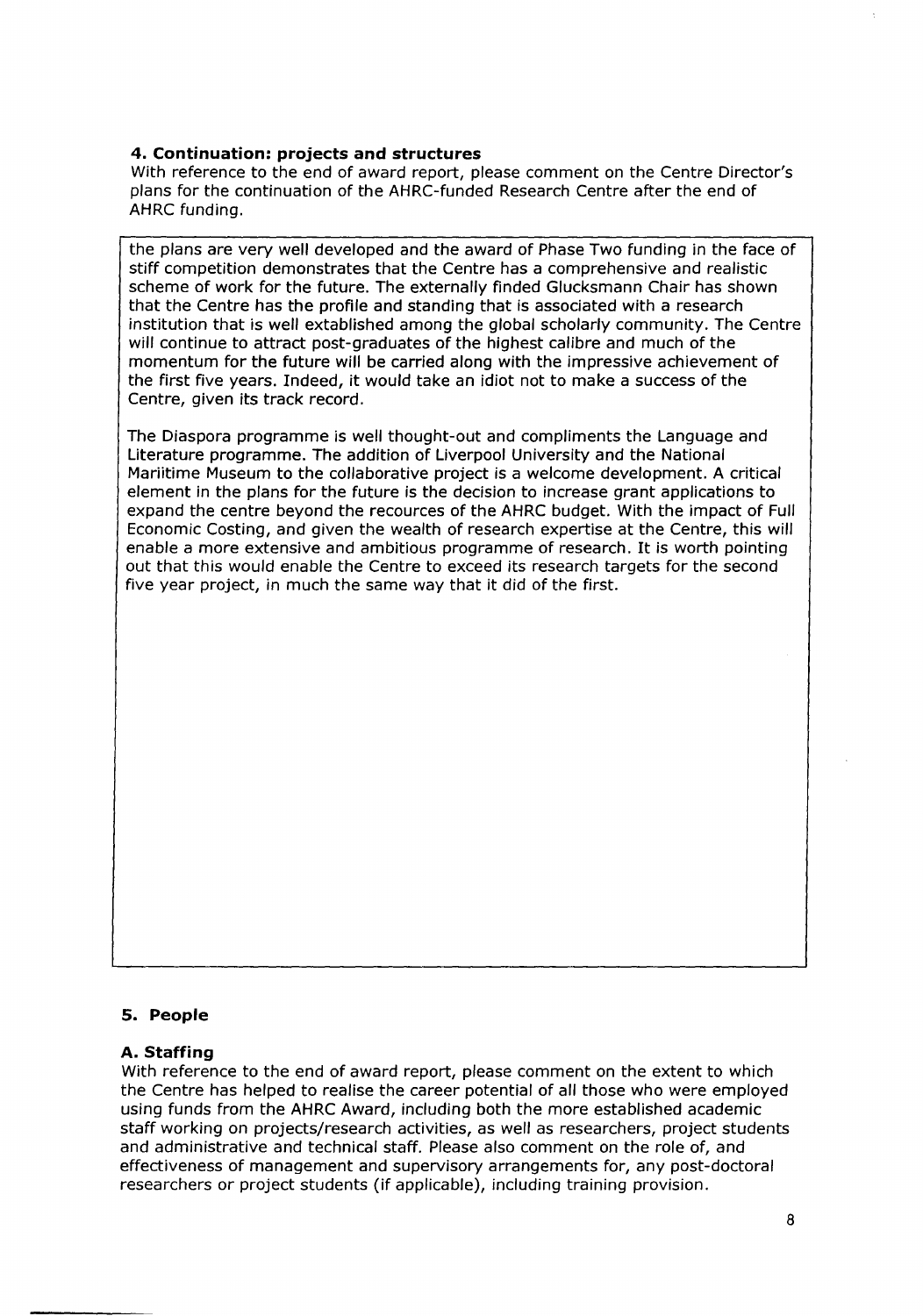### 4. Continuation: projects and structures

With reference to the end of award report, please comment on the Centre Director's plans for the continuation of the AHRC-funded Research Centre after the end of AHRC funding.

the plans are very well developed and the award of Phase Two funding in the face of stiff competition demonstrates that the Centre has a comprehensive and realistic scheme of work for the future. The externally finded Glucksmann Chair has shown that the Centre has the profile and standing that is associated with a research institution that is well extablished among the global scholarly community. The Centre will continue to attract post-graduates of the highest calibre and much of the momentum for the future will be carried along with the impressive achievement of the first five years. Indeed, it would take an idiot not to make a success of the Centre, given its track record.

The Diaspora programme is well thought-out and compliments the Language and Literature programme. The addition of Liverpool University and the National Mariitime Museum to the collaborative project is a welcome development. A critical element in the plans for the future is the decision to increase grant applications to expand the centre beyond the recources of the AHRC budget. With the impact of Full Economic Costing, and given the wealth of research expertise at the Centre, this will enable a more extensive and ambitious programme of research. It is worth pointing out that this would enable the Centre to exceed its research targets for the second five year project, in much the same way that it did of the first.

### 5. People

#### A. Staffing

With reference to the end of award report, please comment on the extent to which the Centre has helped to realise the career potential of all those who were employed using funds from the AHRC Award, including both the more established academic staff working on projects/research activities, as well as researchers, project students and administrative and technical staff. Please also comment on the role of, and effectiveness of management and supervisory arrangements for, any post-doctoral researchers or project students (if applicable), including training provision.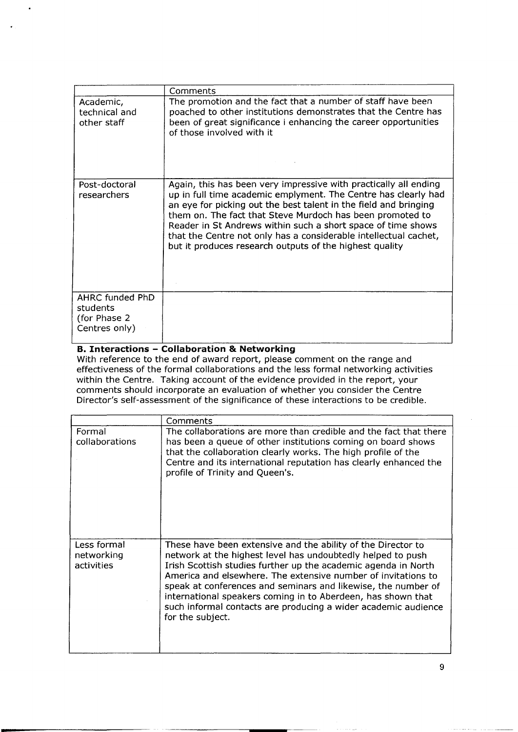| | Comments |
|---|---|
| Academic, technical and other staff | The promotion and the fact that a number of staff have been poached to other institutions demonstrates that the Centre has been of great significance i enhancing the career opportunities of those involved with it |
| Post-doctoral researchers | Again, this has been very impressive with practically all ending up in full time academic emplyment. The Centre has clearly had an eye for picking out the best talent in the field and bringing them on. The fact that Steve Murdoch has been promoted to Reader in St Andrews within such a short space of time shows that the Centre not only has a considerable intellectual cachet, but it produces research outputs of the highest quality |
| AHRC funded PhD students (for Phase 2 Centres only) | |

**B. Interactions – Collaboration & Networking**

With reference to the end of award report, please comment on the range and effectiveness of the formal collaborations and the less formal networking activities within the Centre. Taking account of the evidence provided in the report, your comments should incorporate an evaluation of whether you consider the Centre Director's self-assessment of the significance of these interactions to be credible.

| | Comments |
|---|---|
| Formal collaborations | The collaborations are more than credible and the fact that there has been a queue of other institutions coming on board shows that the collaboration clearly works. The high profile of the Centre and its international reputation has clearly enhanced the profile of Trinity and Queen's. |
| Less formal networking activities | These have been extensive and the ability of the Director to network at the highest level has undoubtedly helped to push Irish Scottish studies further up the academic agenda in North America and elsewhere. The extensive number of invitations to speak at conferences and seminars and likewise, the number of international speakers coming in to Aberdeen, has shown that such informal contacts are producing a wider academic audience for the subject. |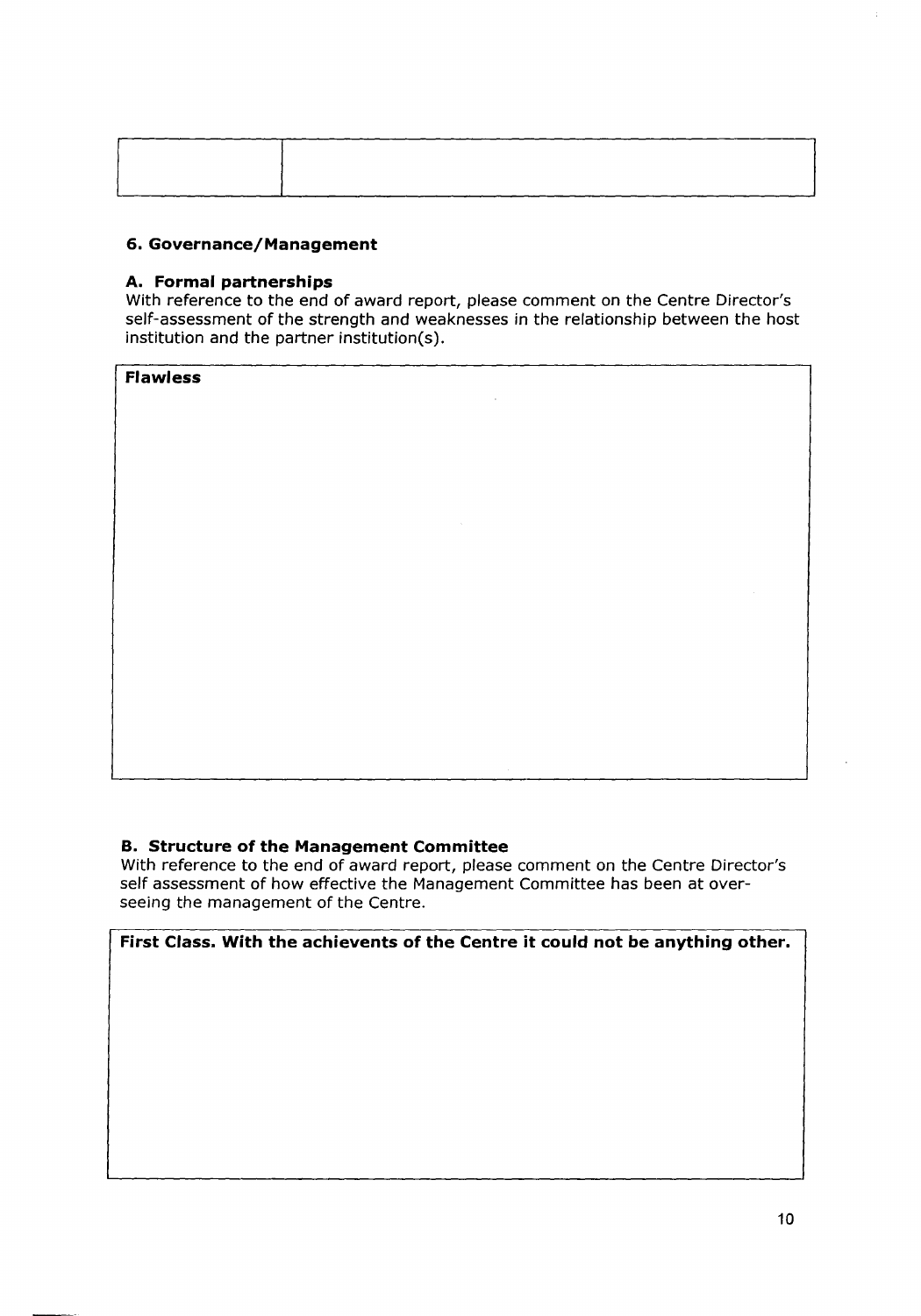| | |
|---|---|
| | |

### 6. Governance/Management

#### A. Formal partnerships

With reference to the end of award report, please comment on the Centre Director's self-assessment of the strength and weaknesses in the relationship between the host institution and the partner institution(s).

| **Flawless** |
|---|

#### B. Structure of the Management Committee

With reference to the end of award report, please comment on the Centre Director's self assessment of how effective the Management Committee has been at over-seeing the management of the Centre.

| **First Class. With the achievents of the Centre it could not be anything other.** |
|---|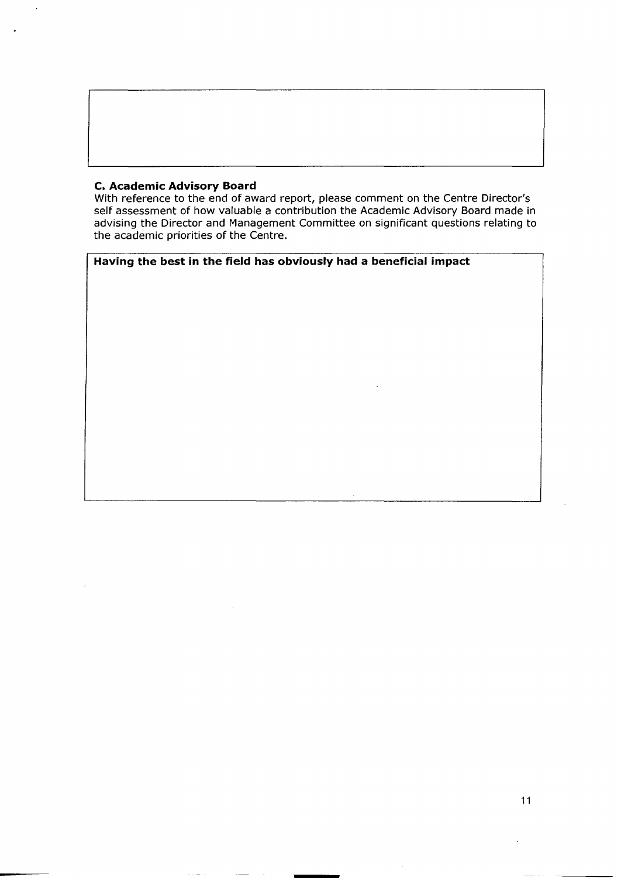### C. Academic Advisory Board

With reference to the end of award report, please comment on the Centre Director's self assessment of how valuable a contribution the Academic Advisory Board made in advising the Director and Management Committee on significant questions relating to the academic priorities of the Centre.

**Having the best in the field has obviously had a beneficial impact**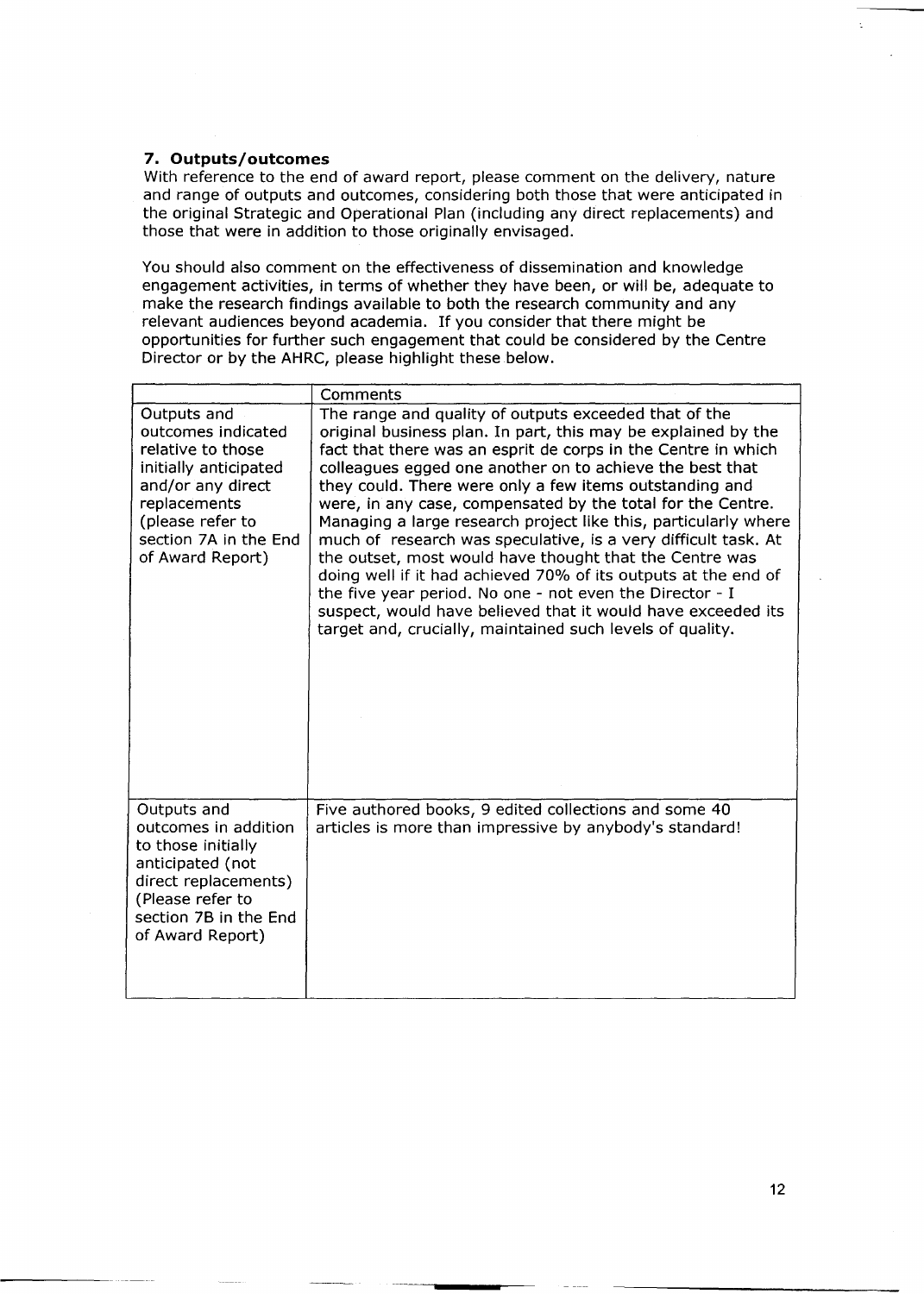**7. Outputs/outcomes**

With reference to the end of award report, please comment on the delivery, nature and range of outputs and outcomes, considering both those that were anticipated in the original Strategic and Operational Plan (including any direct replacements) and those that were in addition to those originally envisaged.

You should also comment on the effectiveness of dissemination and knowledge engagement activities, in terms of whether they have been, or will be, adequate to make the research findings available to both the research community and any relevant audiences beyond academia. If you consider that there might be opportunities for further such engagement that could be considered by the Centre Director or by the AHRC, please highlight these below.

| | Comments |
|---|---|
| Outputs and outcomes indicated relative to those initially anticipated and/or any direct replacements (please refer to section 7A in the End of Award Report) | The range and quality of outputs exceeded that of the original business plan. In part, this may be explained by the fact that there was an esprit de corps in the Centre in which colleagues egged one another on to achieve the best that they could. There were only a few items outstanding and were, in any case, compensated by the total for the Centre. Managing a large research project like this, particularly where much of research was speculative, is a very difficult task. At the outset, most would have thought that the Centre was doing well if it had achieved 70% of its outputs at the end of the five year period. No one - not even the Director - I suspect, would have believed that it would have exceeded its target and, crucially, maintained such levels of quality. |
| Outputs and outcomes in addition to those initially anticipated (not direct replacements) (Please refer to section 7B in the End of Award Report) | Five authored books, 9 edited collections and some 40 articles is more than impressive by anybody's standard! |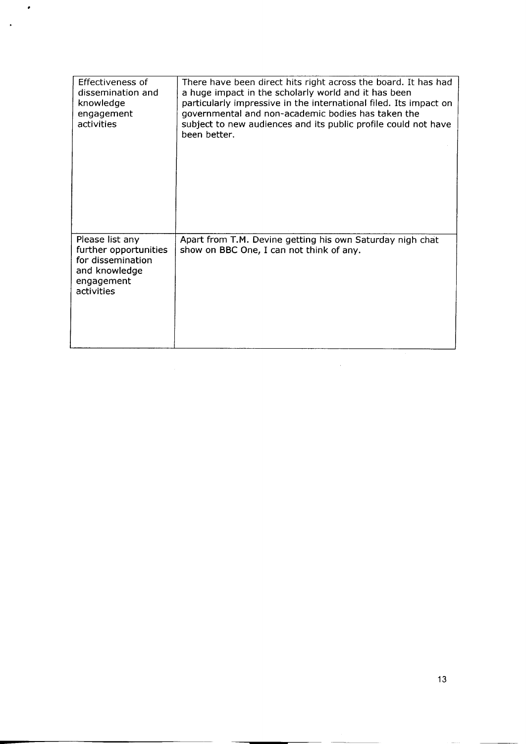| | |
|---|---|
| Effectiveness of dissemination and knowledge engagement activities | There have been direct hits right across the board. It has had a huge impact in the scholarly world and it has been particularly impressive in the international filed. Its impact on governmental and non-academic bodies has taken the subject to new audiences and its public profile could not have been better. |
| Please list any further opportunities for dissemination and knowledge engagement activities | Apart from T.M. Devine getting his own Saturday nigh chat show on BBC One, I can not think of any. |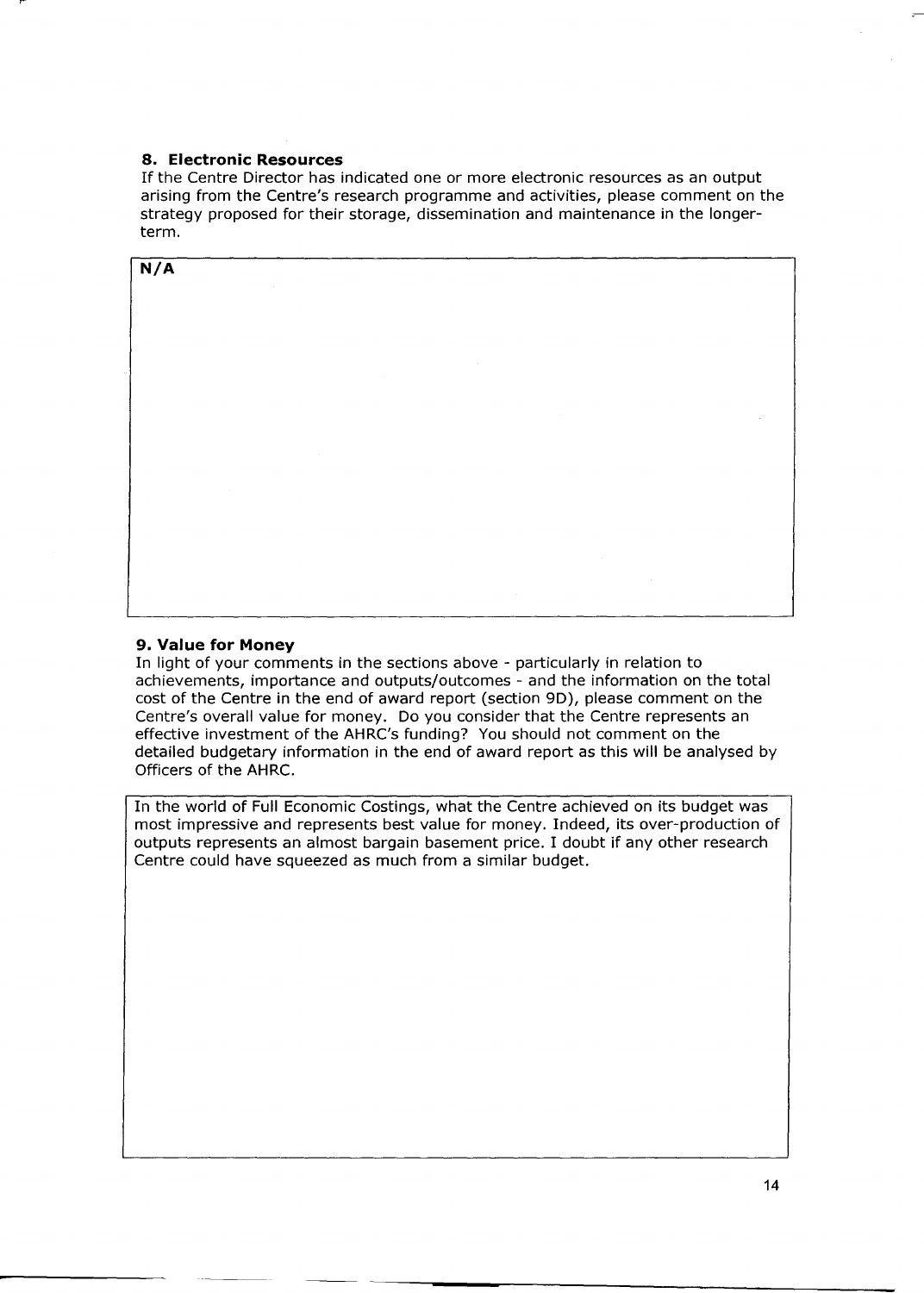**8. Electronic Resources**

If the Centre Director has indicated one or more electronic resources as an output arising from the Centre's research programme and activities, please comment on the strategy proposed for their storage, dissemination and maintenance in the longer-term.

**N/A**

**9. Value for Money**

In light of your comments in the sections above - particularly in relation to achievements, importance and outputs/outcomes - and the information on the total cost of the Centre in the end of award report (section 9D), please comment on the Centre's overall value for money. Do you consider that the Centre represents an effective investment of the AHRC's funding? You should not comment on the detailed budgetary information in the end of award report as this will be analysed by Officers of the AHRC.

In the world of Full Economic Costings, what the Centre achieved on its budget was most impressive and represents best value for money. Indeed, its over-production of outputs represents an almost bargain basement price. I doubt if any other research Centre could have squeezed as much from a similar budget.